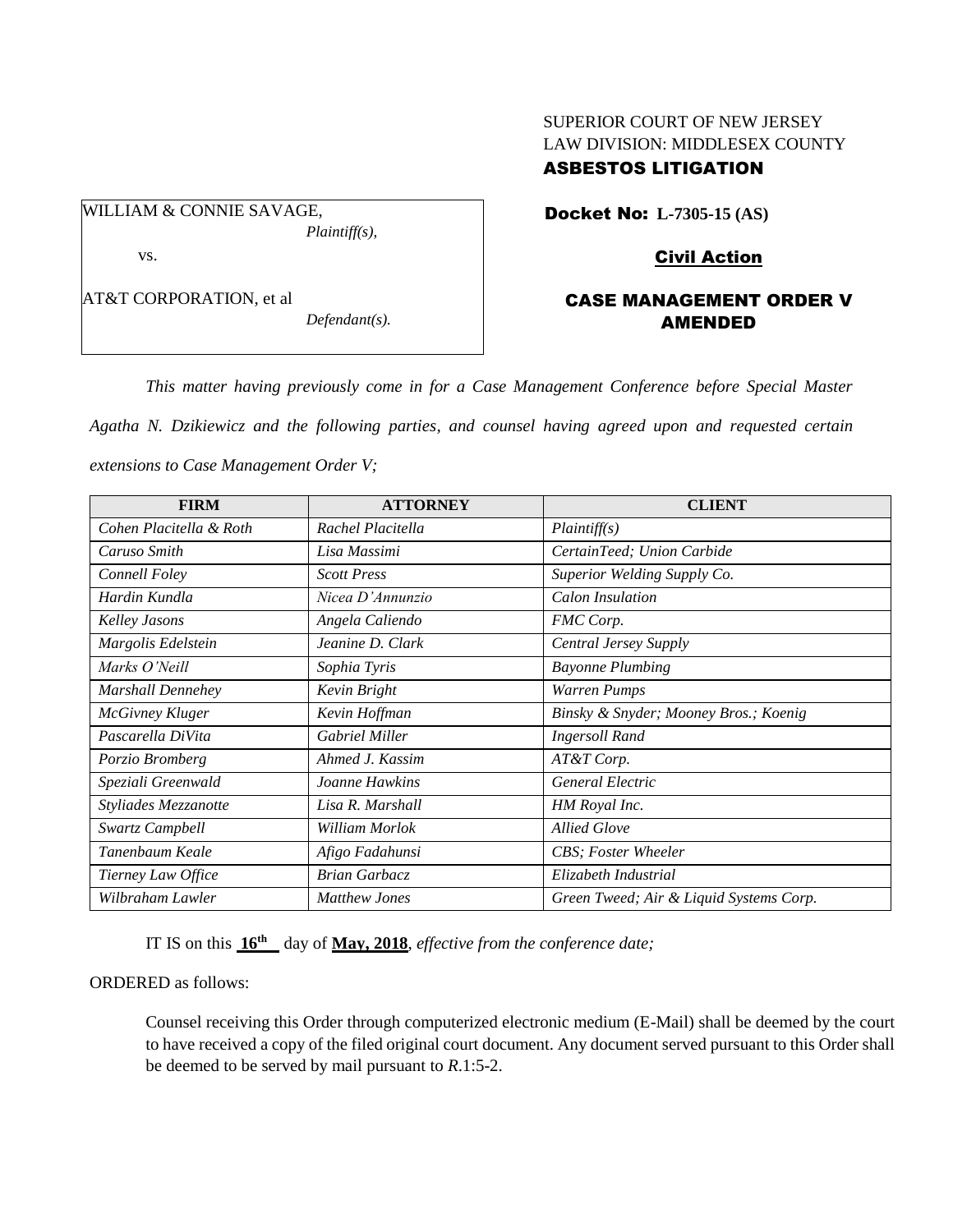SUPERIOR COURT OF NEW JERSEY
LAW DIVISION: MIDDLESEX COUNTY
**ASBESTOS LITIGATION**

WILLIAM & CONNIE SAVAGE,
*Plaintiff(s),*

vs.

AT&T CORPORATION, et al
*Defendant(s).*

**Docket No: L-7305-15 (AS)**

**Civil Action**

**CASE MANAGEMENT ORDER V AMENDED**

*This matter having previously come in for a Case Management Conference before Special Master Agatha N. Dzikiewicz and the following parties, and counsel having agreed upon and requested certain extensions to Case Management Order V;*

| FIRM | ATTORNEY | CLIENT |
|---|---|---|
| *Cohen Placitella & Roth* | *Rachel Placitella* | *Plaintiff(s)* |
| *Caruso Smith* | *Lisa Massimi* | *CertainTeed; Union Carbide* |
| *Connell Foley* | *Scott Press* | *Superior Welding Supply Co.* |
| *Hardin Kundla* | *Nicea D'Annunzio* | *Calon Insulation* |
| *Kelley Jasons* | *Angela Caliendo* | *FMC Corp.* |
| *Margolis Edelstein* | *Jeanine D. Clark* | *Central Jersey Supply* |
| *Marks O'Neill* | *Sophia Tyris* | *Bayonne Plumbing* |
| *Marshall Dennehey* | *Kevin Bright* | *Warren Pumps* |
| *McGivney Kluger* | *Kevin Hoffman* | *Binsky & Snyder; Mooney Bros.; Koenig* |
| *Pascarella DiVita* | *Gabriel Miller* | *Ingersoll Rand* |
| *Porzio Bromberg* | *Ahmed J. Kassim* | *AT&T Corp.* |
| *Speziali Greenwald* | *Joanne Hawkins* | *General Electric* |
| *Styliades Mezzanotte* | *Lisa R. Marshall* | *HM Royal Inc.* |
| *Swartz Campbell* | *William Morlok* | *Allied Glove* |
| *Tanenbaum Keale* | *Afigo Fadahunsi* | *CBS; Foster Wheeler* |
| *Tierney Law Office* | *Brian Garbacz* | *Elizabeth Industrial* |
| *Wilbraham Lawler* | *Matthew Jones* | *Green Tweed; Air & Liquid Systems Corp.* |

IT IS on this **16th** day of **May, 2018**, *effective from the conference date;*

ORDERED as follows:

Counsel receiving this Order through computerized electronic medium (E-Mail) shall be deemed by the court to have received a copy of the filed original court document. Any document served pursuant to this Order shall be deemed to be served by mail pursuant to *R*.1:5-2.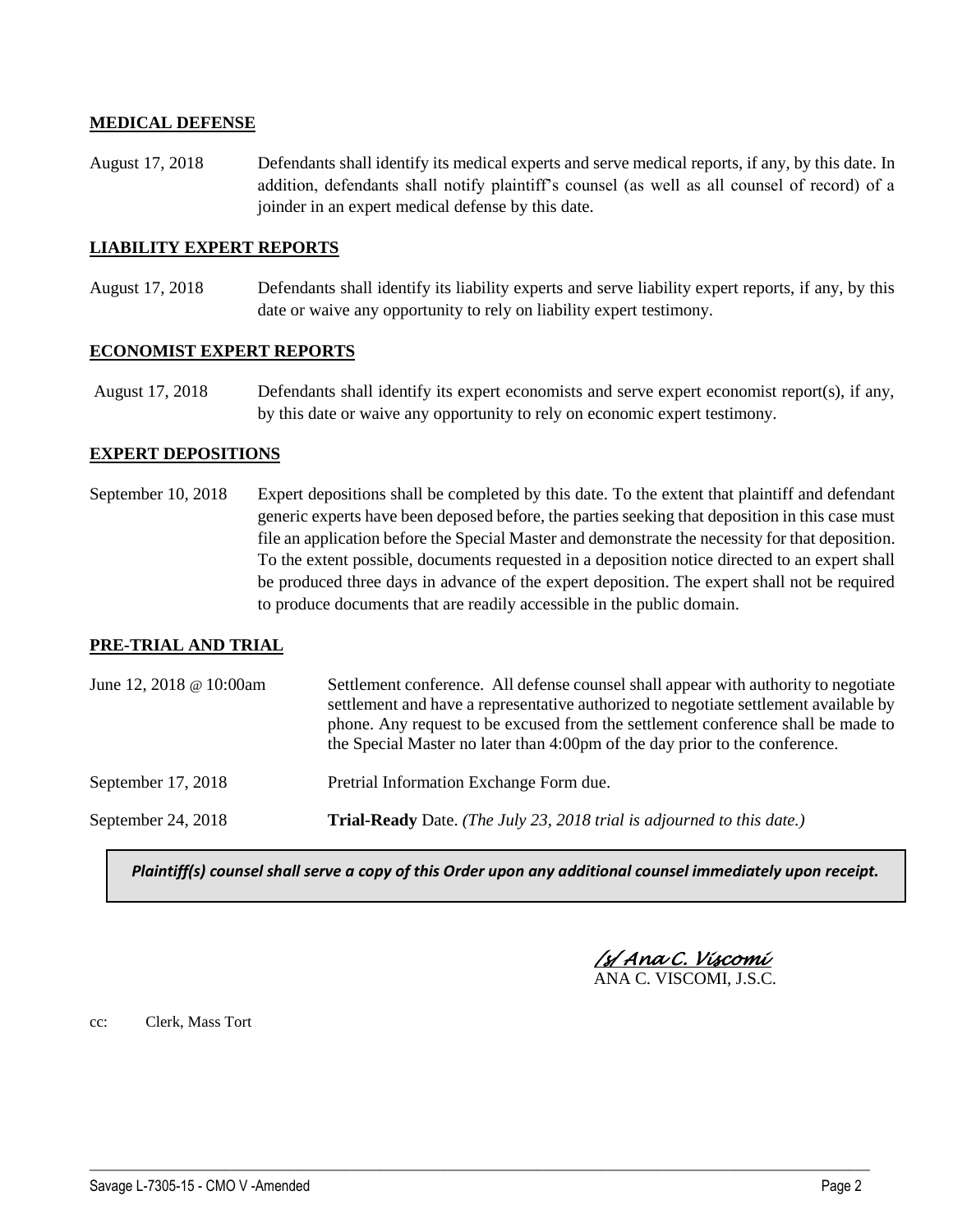**MEDICAL DEFENSE**

| | |
|---|---|
| August 17, 2018 | Defendants shall identify its medical experts and serve medical reports, if any, by this date. In addition, defendants shall notify plaintiff's counsel (as well as all counsel of record) of a joinder in an expert medical defense by this date. |

**LIABILITY EXPERT REPORTS**

| | |
|---|---|
| August 17, 2018 | Defendants shall identify its liability experts and serve liability expert reports, if any, by this date or waive any opportunity to rely on liability expert testimony. |

**ECONOMIST EXPERT REPORTS**

| | |
|---|---|
| August 17, 2018 | Defendants shall identify its expert economists and serve expert economist report(s), if any, by this date or waive any opportunity to rely on economic expert testimony. |

**EXPERT DEPOSITIONS**

| | |
|---|---|
| September 10, 2018 | Expert depositions shall be completed by this date. To the extent that plaintiff and defendant generic experts have been deposed before, the parties seeking that deposition in this case must file an application before the Special Master and demonstrate the necessity for that deposition. To the extent possible, documents requested in a deposition notice directed to an expert shall be produced three days in advance of the expert deposition. The expert shall not be required to produce documents that are readily accessible in the public domain. |

**PRE-TRIAL AND TRIAL**

| | |
|---|---|
| June 12, 2018 @ 10:00am | Settlement conference. All defense counsel shall appear with authority to negotiate settlement and have a representative authorized to negotiate settlement available by phone. Any request to be excused from the settlement conference shall be made to the Special Master no later than 4:00pm of the day prior to the conference. |
| September 17, 2018 | Pretrial Information Exchange Form due. |
| September 24, 2018 | **Trial-Ready** Date. *(The July 23, 2018 trial is adjourned to this date.)* |

***Plaintiff(s) counsel shall serve a copy of this Order upon any additional counsel immediately upon receipt.***

*/s/ Ana C. Viscomi*
ANA C. VISCOMI, J.S.C.

cc: Clerk, Mass Tort